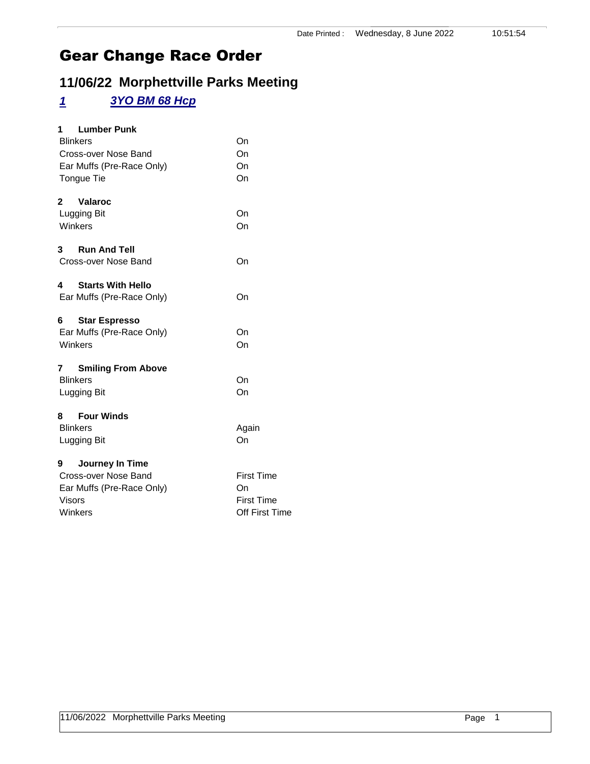Date Printed : Wednesday, 8 June 2022 10:51:54

# Gear Change Race Order

## 11/06/22 Morphettville Parks Meeting

### *1 3YO BM 68 Hcp*

**1 Lumber Punk**

| | |
|---|---|
| Blinkers | On |
| Cross-over Nose Band | On |
| Ear Muffs (Pre-Race Only) | On |
| Tongue Tie | On |

**2 Valaroc**

| | |
|---|---|
| Lugging Bit | On |
| Winkers | On |

**3 Run And Tell**

| | |
|---|---|
| Cross-over Nose Band | On |

**4 Starts With Hello**

| | |
|---|---|
| Ear Muffs (Pre-Race Only) | On |

**6 Star Espresso**

| | |
|---|---|
| Ear Muffs (Pre-Race Only) | On |
| Winkers | On |

**7 Smiling From Above**

| | |
|---|---|
| Blinkers | On |
| Lugging Bit | On |

**8 Four Winds**

| | |
|---|---|
| Blinkers | Again |
| Lugging Bit | On |

**9 Journey In Time**

| | |
|---|---|
| Cross-over Nose Band | First Time |
| Ear Muffs (Pre-Race Only) | On |
| Visors | First Time |
| Winkers | Off First Time |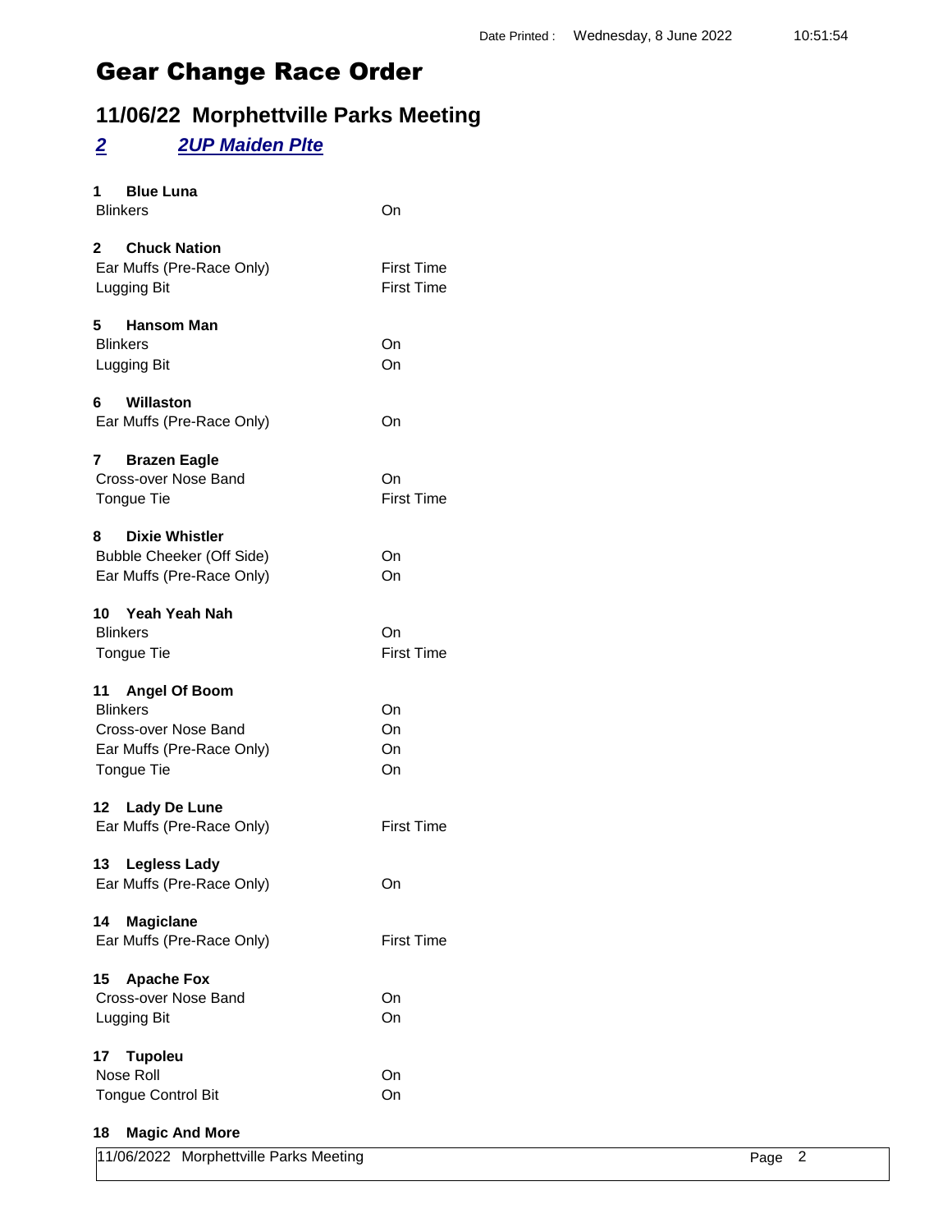Date Printed : Wednesday, 8 June 2022 10:51:54

# Gear Change Race Order

## 11/06/22 Morphettville Parks Meeting

### *2* *2UP Maiden Plte*

**1 Blue Luna**

| | |
|---|---|
| Blinkers | On |

**2 Chuck Nation**

| | |
|---|---|
| Ear Muffs (Pre-Race Only) | First Time |
| Lugging Bit | First Time |

**5 Hansom Man**

| | |
|---|---|
| Blinkers | On |
| Lugging Bit | On |

**6 Willaston**

| | |
|---|---|
| Ear Muffs (Pre-Race Only) | On |

**7 Brazen Eagle**

| | |
|---|---|
| Cross-over Nose Band | On |
| Tongue Tie | First Time |

**8 Dixie Whistler**

| | |
|---|---|
| Bubble Cheeker (Off Side) | On |
| Ear Muffs (Pre-Race Only) | On |

**10 Yeah Yeah Nah**

| | |
|---|---|
| Blinkers | On |
| Tongue Tie | First Time |

**11 Angel Of Boom**

| | |
|---|---|
| Blinkers | On |
| Cross-over Nose Band | On |
| Ear Muffs (Pre-Race Only) | On |
| Tongue Tie | On |

**12 Lady De Lune**

| | |
|---|---|
| Ear Muffs (Pre-Race Only) | First Time |

**13 Legless Lady**

| | |
|---|---|
| Ear Muffs (Pre-Race Only) | On |

**14 Magiclane**

| | |
|---|---|
| Ear Muffs (Pre-Race Only) | First Time |

**15 Apache Fox**

| | |
|---|---|
| Cross-over Nose Band | On |
| Lugging Bit | On |

**17 Tupoleu**

| | |
|---|---|
| Nose Roll | On |
| Tongue Control Bit | On |

**18 Magic And More**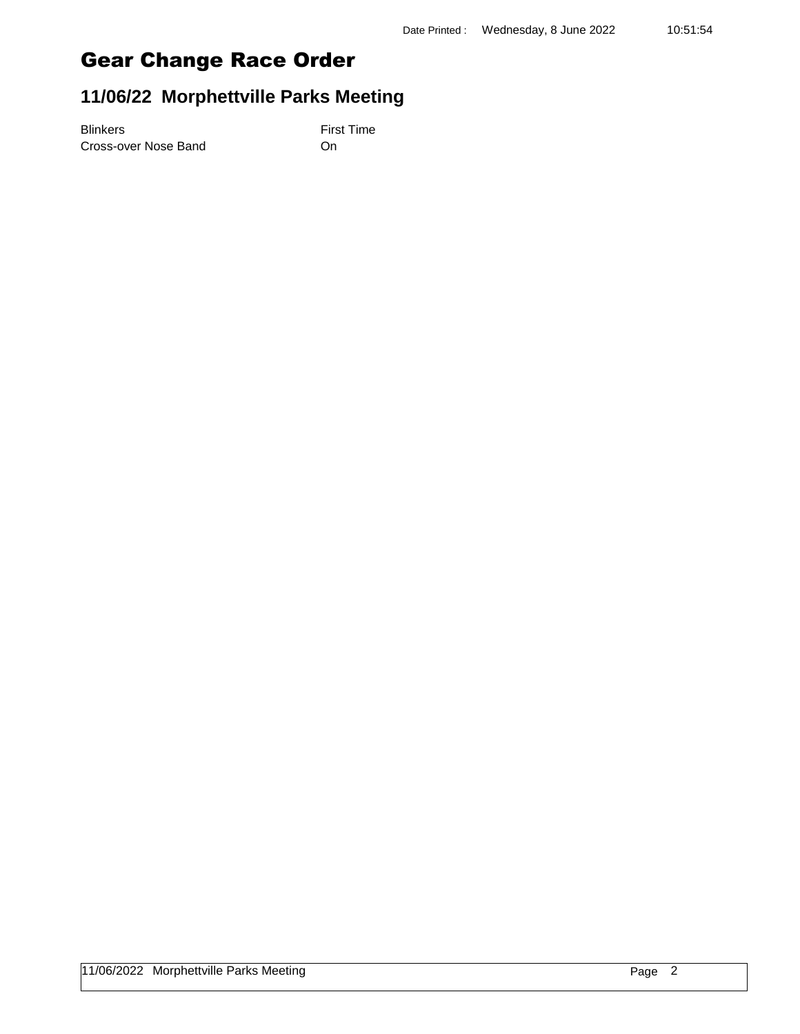# Gear Change Race Order

## 11/06/22 Morphettville Parks Meeting

| | |
|---|---|
| Blinkers | First Time |
| Cross-over Nose Band | On |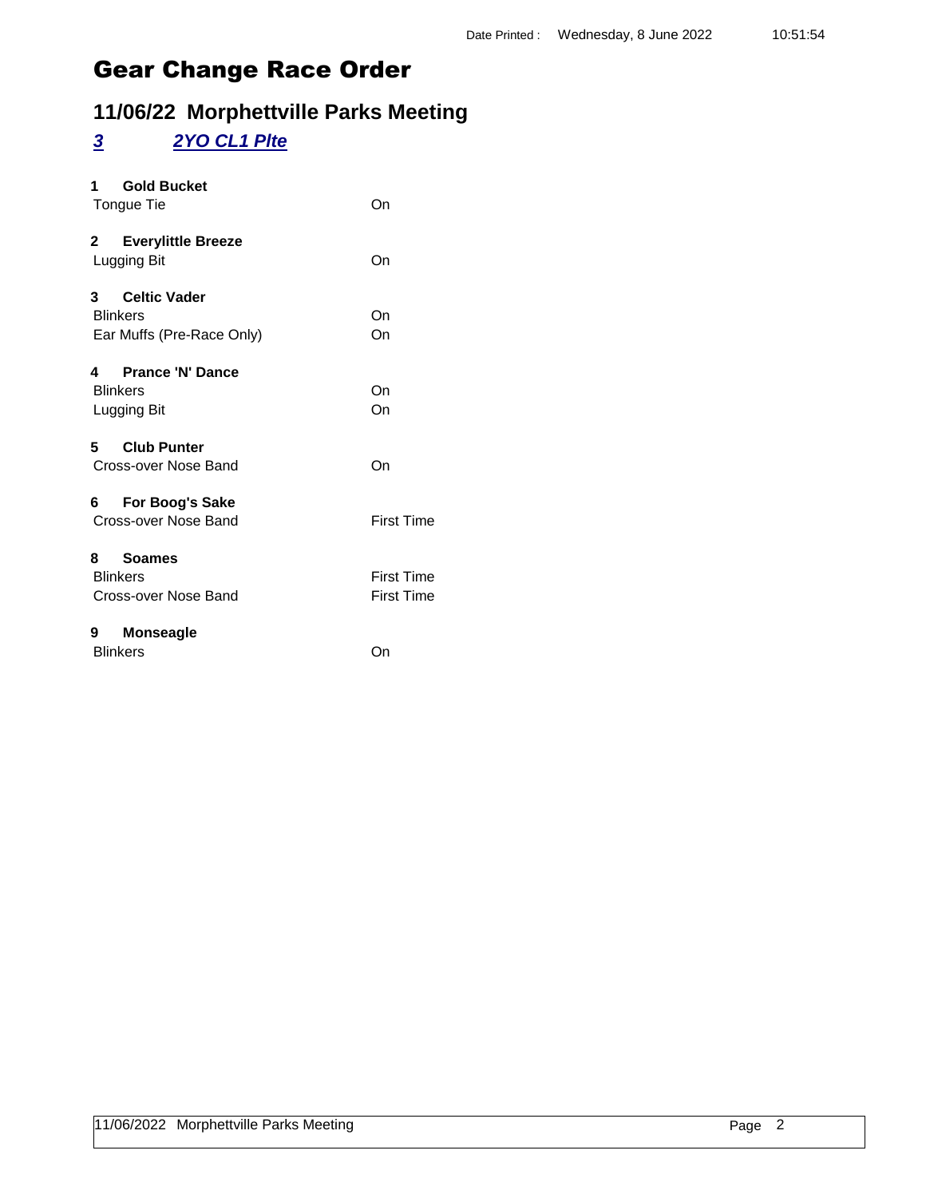Date Printed : Wednesday, 8 June 2022 10:51:54

# Gear Change Race Order

## 11/06/22 Morphettville Parks Meeting

### ***3 2YO CL1 Plte***

**1 Gold Bucket**

| | |
|---|---|
| Tongue Tie | On |

**2 Everylittle Breeze**

| | |
|---|---|
| Lugging Bit | On |

**3 Celtic Vader**

| | |
|---|---|
| Blinkers | On |
| Ear Muffs (Pre-Race Only) | On |

**4 Prance 'N' Dance**

| | |
|---|---|
| Blinkers | On |
| Lugging Bit | On |

**5 Club Punter**

| | |
|---|---|
| Cross-over Nose Band | On |

**6 For Boog's Sake**

| | |
|---|---|
| Cross-over Nose Band | First Time |

**8 Soames**

| | |
|---|---|
| Blinkers | First Time |
| Cross-over Nose Band | First Time |

**9 Monseagle**

| | |
|---|---|
| Blinkers | On |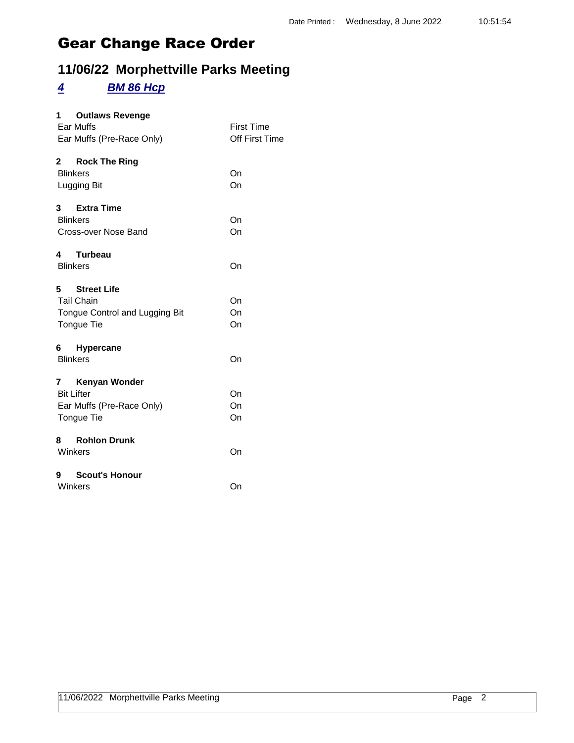Date Printed : Wednesday, 8 June 2022 10:51:54

# Gear Change Race Order

## 11/06/22 Morphettville Parks Meeting

### *4 BM 86 Hcp*

**1 Outlaws Revenge**

| | |
|---|---|
| Ear Muffs | First Time |
| Ear Muffs (Pre-Race Only) | Off First Time |

**2 Rock The Ring**

| | |
|---|---|
| Blinkers | On |
| Lugging Bit | On |

**3 Extra Time**

| | |
|---|---|
| Blinkers | On |
| Cross-over Nose Band | On |

**4 Turbeau**

| | |
|---|---|
| Blinkers | On |

**5 Street Life**

| | |
|---|---|
| Tail Chain | On |
| Tongue Control and Lugging Bit | On |
| Tongue Tie | On |

**6 Hypercane**

| | |
|---|---|
| Blinkers | On |

**7 Kenyan Wonder**

| | |
|---|---|
| Bit Lifter | On |
| Ear Muffs (Pre-Race Only) | On |
| Tongue Tie | On |

**8 Rohlon Drunk**

| | |
|---|---|
| Winkers | On |

**9 Scout's Honour**

| | |
|---|---|
| Winkers | On |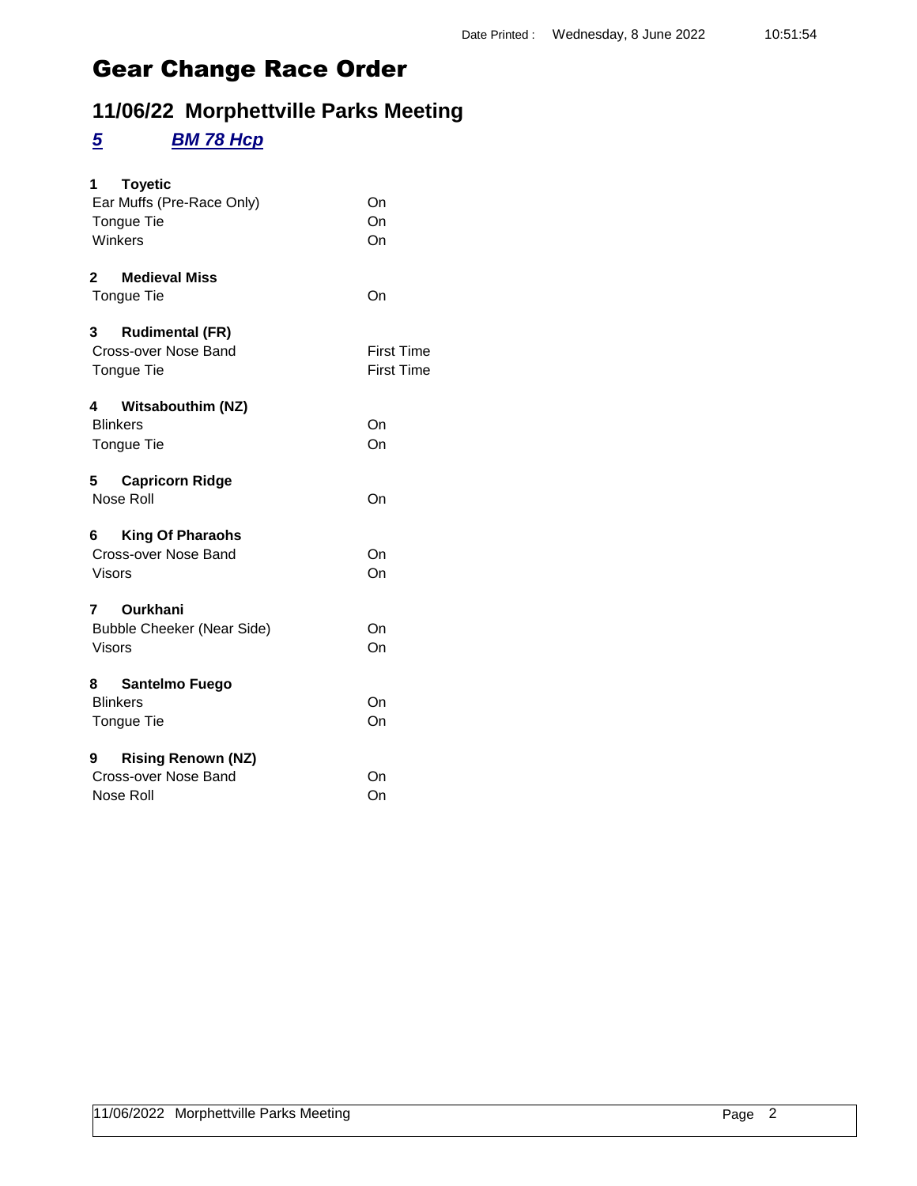Date Printed : Wednesday, 8 June 2022 10:51:54

# Gear Change Race Order

## 11/06/22 Morphettville Parks Meeting

### *5* *BM 78 Hcp*

**1 Toyetic**

| | |
|---|---|
| Ear Muffs (Pre-Race Only) | On |
| Tongue Tie | On |
| Winkers | On |

**2 Medieval Miss**

| | |
|---|---|
| Tongue Tie | On |

**3 Rudimental (FR)**

| | |
|---|---|
| Cross-over Nose Band | First Time |
| Tongue Tie | First Time |

**4 Witsabouthim (NZ)**

| | |
|---|---|
| Blinkers | On |
| Tongue Tie | On |

**5 Capricorn Ridge**

| | |
|---|---|
| Nose Roll | On |

**6 King Of Pharaohs**

| | |
|---|---|
| Cross-over Nose Band | On |
| Visors | On |

**7 Ourkhani**

| | |
|---|---|
| Bubble Cheeker (Near Side) | On |
| Visors | On |

**8 Santelmo Fuego**

| | |
|---|---|
| Blinkers | On |
| Tongue Tie | On |

**9 Rising Renown (NZ)**

| | |
|---|---|
| Cross-over Nose Band | On |
| Nose Roll | On |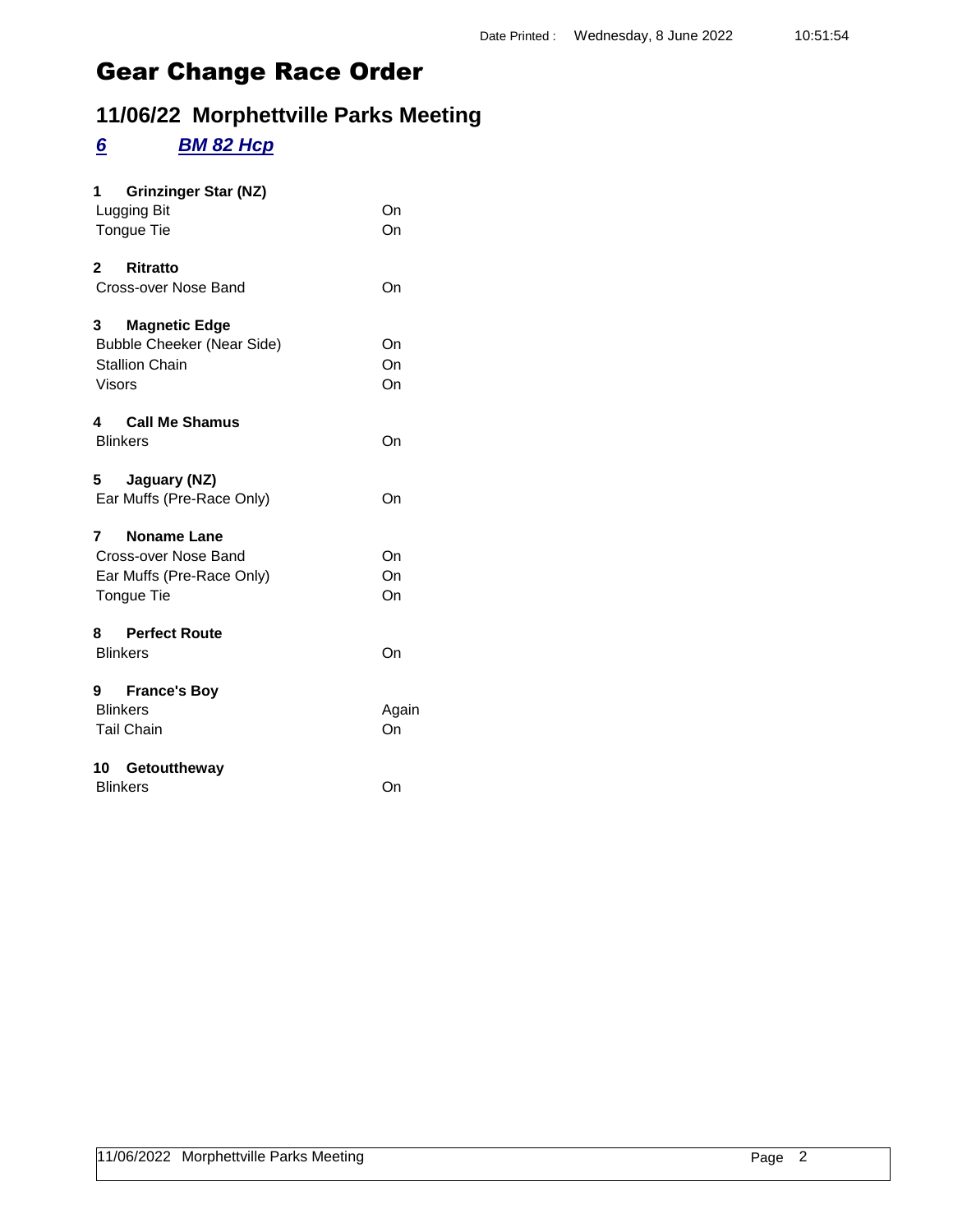# Gear Change Race Order

## 11/06/22 Morphettville Parks Meeting

### *6* *BM 82 Hcp*

**1 Grinzinger Star (NZ)**

| | |
|---|---|
| Lugging Bit | On |
| Tongue Tie | On |

**2 Ritratto**

| | |
|---|---|
| Cross-over Nose Band | On |

**3 Magnetic Edge**

| | |
|---|---|
| Bubble Cheeker (Near Side) | On |
| Stallion Chain | On |
| Visors | On |

**4 Call Me Shamus**

| | |
|---|---|
| Blinkers | On |

**5 Jaguary (NZ)**

| | |
|---|---|
| Ear Muffs (Pre-Race Only) | On |

**7 Noname Lane**

| | |
|---|---|
| Cross-over Nose Band | On |
| Ear Muffs (Pre-Race Only) | On |
| Tongue Tie | On |

**8 Perfect Route**

| | |
|---|---|
| Blinkers | On |

**9 France's Boy**

| | |
|---|---|
| Blinkers | Again |
| Tail Chain | On |

**10 Getouttheway**

| | |
|---|---|
| Blinkers | On |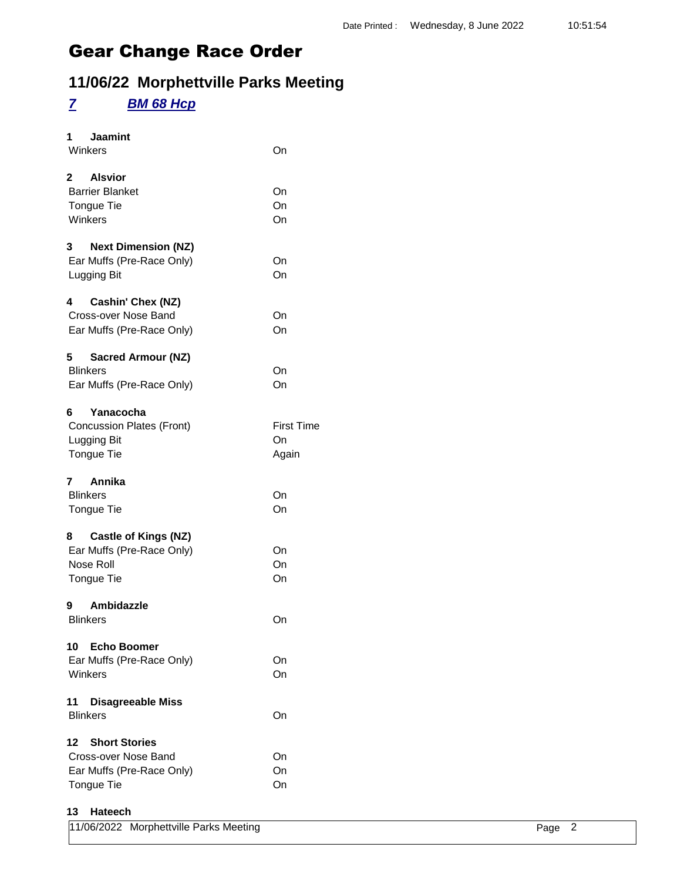# Gear Change Race Order

## 11/06/22 Morphettville Parks Meeting

### *7* *BM 68 Hcp*

**1 Jaamint**

| | |
|---|---|
| Winkers | On |

**2 Alsvior**

| | |
|---|---|
| Barrier Blanket | On |
| Tongue Tie | On |
| Winkers | On |

**3 Next Dimension (NZ)**

| | |
|---|---|
| Ear Muffs (Pre-Race Only) | On |
| Lugging Bit | On |

**4 Cashin' Chex (NZ)**

| | |
|---|---|
| Cross-over Nose Band | On |
| Ear Muffs (Pre-Race Only) | On |

**5 Sacred Armour (NZ)**

| | |
|---|---|
| Blinkers | On |
| Ear Muffs (Pre-Race Only) | On |

**6 Yanacocha**

| | |
|---|---|
| Concussion Plates (Front) | First Time |
| Lugging Bit | On |
| Tongue Tie | Again |

**7 Annika**

| | |
|---|---|
| Blinkers | On |
| Tongue Tie | On |

**8 Castle of Kings (NZ)**

| | |
|---|---|
| Ear Muffs (Pre-Race Only) | On |
| Nose Roll | On |
| Tongue Tie | On |

**9 Ambidazzle**

| | |
|---|---|
| Blinkers | On |

**10 Echo Boomer**

| | |
|---|---|
| Ear Muffs (Pre-Race Only) | On |
| Winkers | On |

**11 Disagreeable Miss**

| | |
|---|---|
| Blinkers | On |

**12 Short Stories**

| | |
|---|---|
| Cross-over Nose Band | On |
| Ear Muffs (Pre-Race Only) | On |
| Tongue Tie | On |

**13 Hateech**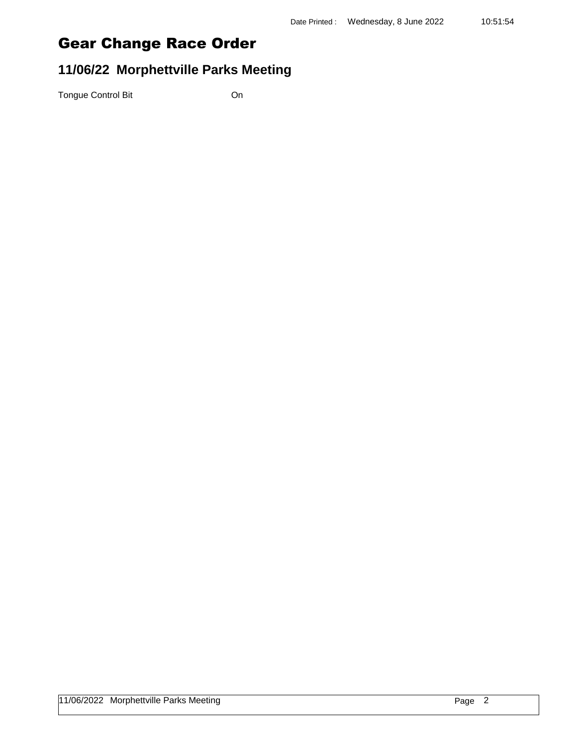# Gear Change Race Order

## 11/06/22 Morphettville Parks Meeting

| | |
|---|---|
| Tongue Control Bit | On |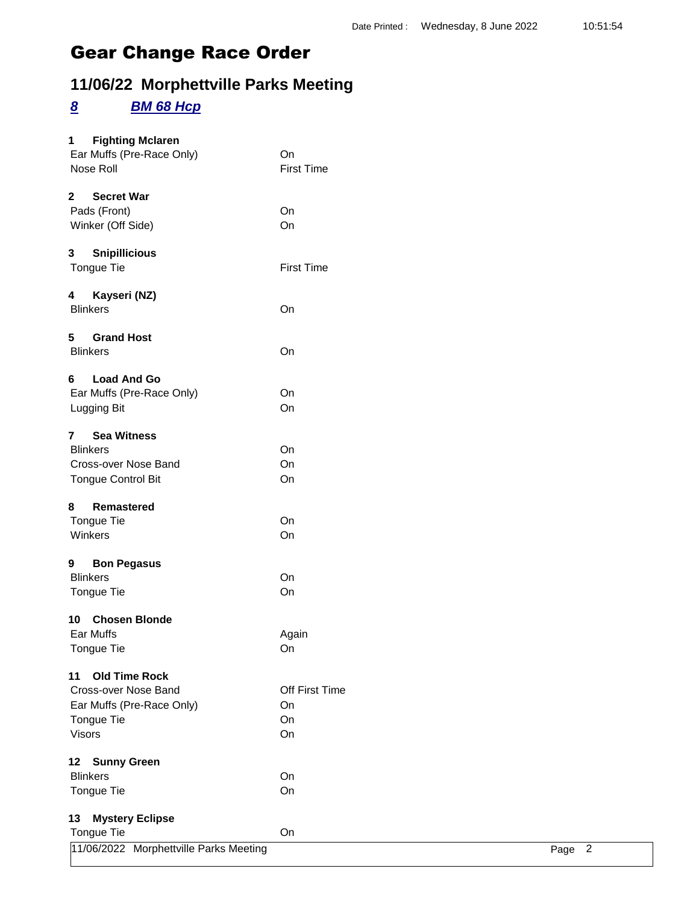Date Printed : Wednesday, 8 June 2022 10:51:54

# Gear Change Race Order

## 11/06/22 Morphettville Parks Meeting

### *8* *BM 68 Hcp*

**1 Fighting Mclaren**

| | |
|---|---|
| Ear Muffs (Pre-Race Only) | On |
| Nose Roll | First Time |

**2 Secret War**

| | |
|---|---|
| Pads (Front) | On |
| Winker (Off Side) | On |

**3 Snipillicious**

| | |
|---|---|
| Tongue Tie | First Time |

**4 Kayseri (NZ)**

| | |
|---|---|
| Blinkers | On |

**5 Grand Host**

| | |
|---|---|
| Blinkers | On |

**6 Load And Go**

| | |
|---|---|
| Ear Muffs (Pre-Race Only) | On |
| Lugging Bit | On |

**7 Sea Witness**

| | |
|---|---|
| Blinkers | On |
| Cross-over Nose Band | On |
| Tongue Control Bit | On |

**8 Remastered**

| | |
|---|---|
| Tongue Tie | On |
| Winkers | On |

**9 Bon Pegasus**

| | |
|---|---|
| Blinkers | On |
| Tongue Tie | On |

**10 Chosen Blonde**

| | |
|---|---|
| Ear Muffs | Again |
| Tongue Tie | On |

**11 Old Time Rock**

| | |
|---|---|
| Cross-over Nose Band | Off First Time |
| Ear Muffs (Pre-Race Only) | On |
| Tongue Tie | On |
| Visors | On |

**12 Sunny Green**

| | |
|---|---|
| Blinkers | On |
| Tongue Tie | On |

**13 Mystery Eclipse**

| | |
|---|---|
| Tongue Tie | On |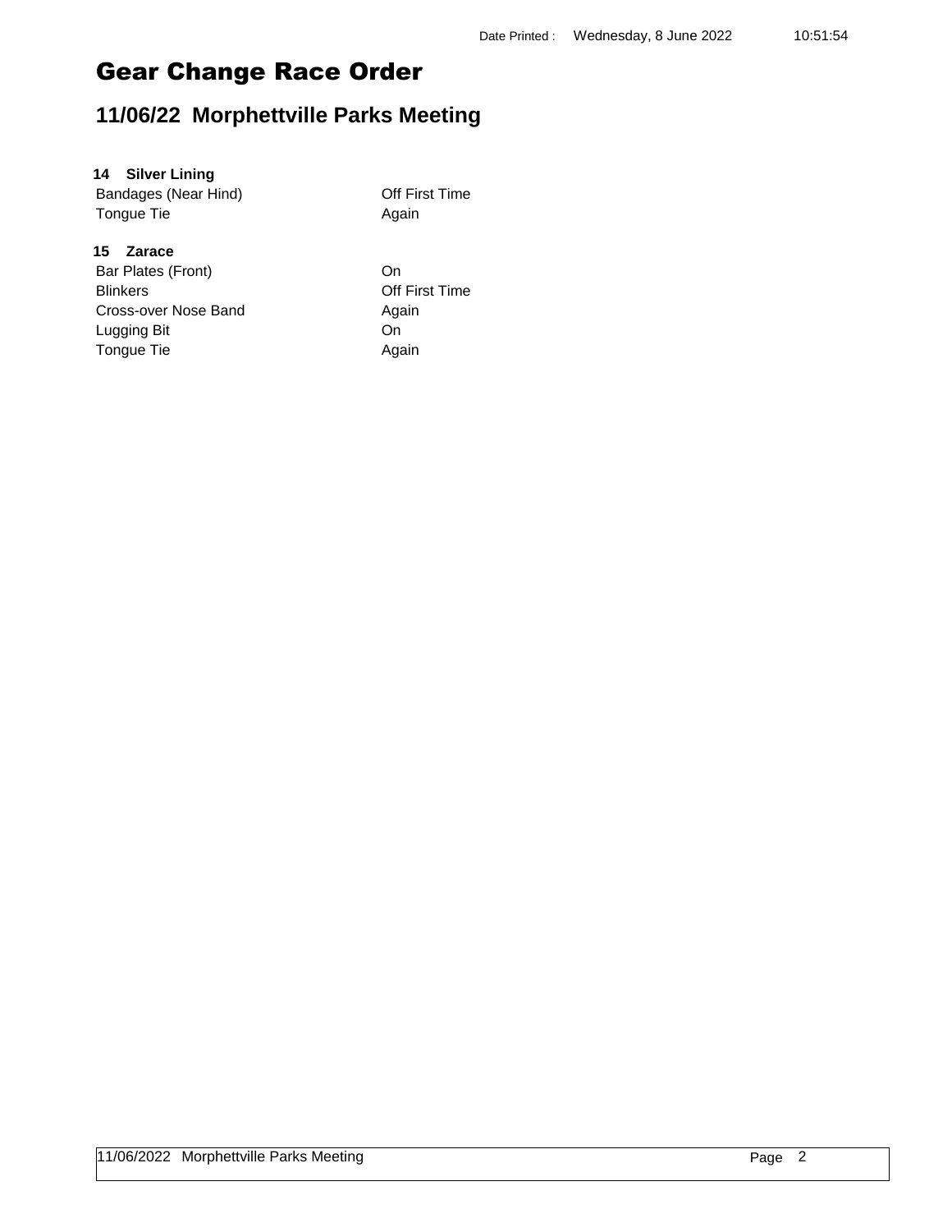# Gear Change Race Order

## 11/06/22 Morphettville Parks Meeting

**14 Silver Lining**

| | |
|---|---|
| Bandages (Near Hind) | Off First Time |
| Tongue Tie | Again |

**15 Zarace**

| | |
|---|---|
| Bar Plates (Front) | On |
| Blinkers | Off First Time |
| Cross-over Nose Band | Again |
| Lugging Bit | On |
| Tongue Tie | Again |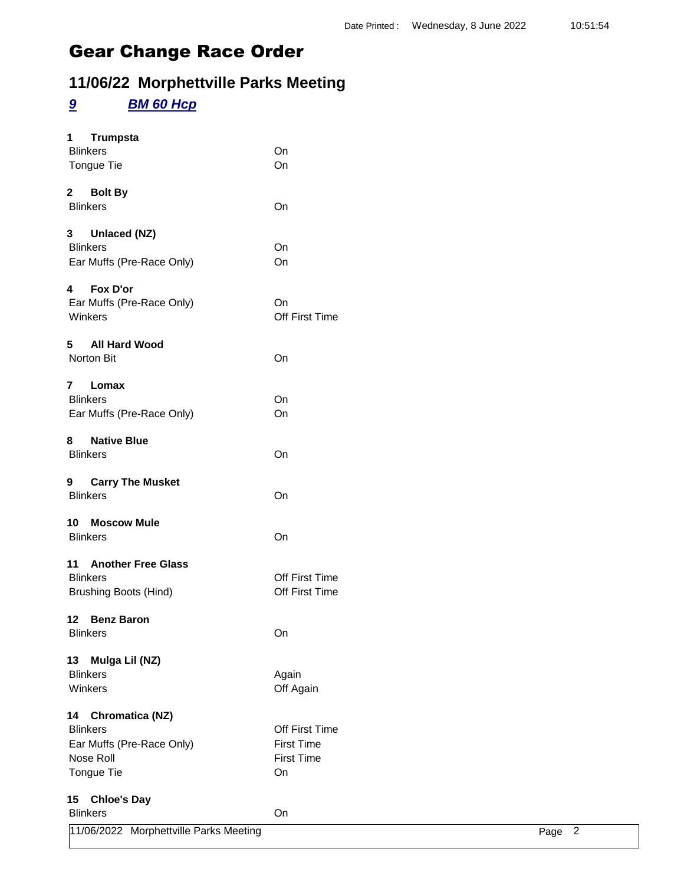Date Printed : Wednesday, 8 June 2022 10:51:54

# Gear Change Race Order

## 11/06/22 Morphettville Parks Meeting

### *9* *BM 60 Hcp*

**1 Trumpsta**

| | |
|---|---|
| Blinkers | On |
| Tongue Tie | On |

**2 Bolt By**

| | |
|---|---|
| Blinkers | On |

**3 Unlaced (NZ)**

| | |
|---|---|
| Blinkers | On |
| Ear Muffs (Pre-Race Only) | On |

**4 Fox D'or**

| | |
|---|---|
| Ear Muffs (Pre-Race Only) | On |
| Winkers | Off First Time |

**5 All Hard Wood**

| | |
|---|---|
| Norton Bit | On |

**7 Lomax**

| | |
|---|---|
| Blinkers | On |
| Ear Muffs (Pre-Race Only) | On |

**8 Native Blue**

| | |
|---|---|
| Blinkers | On |

**9 Carry The Musket**

| | |
|---|---|
| Blinkers | On |

**10 Moscow Mule**

| | |
|---|---|
| Blinkers | On |

**11 Another Free Glass**

| | |
|---|---|
| Blinkers | Off First Time |
| Brushing Boots (Hind) | Off First Time |

**12 Benz Baron**

| | |
|---|---|
| Blinkers | On |

**13 Mulga Lil (NZ)**

| | |
|---|---|
| Blinkers | Again |
| Winkers | Off Again |

**14 Chromatica (NZ)**

| | |
|---|---|
| Blinkers | Off First Time |
| Ear Muffs (Pre-Race Only) | First Time |
| Nose Roll | First Time |
| Tongue Tie | On |

**15 Chloe's Day**

| | |
|---|---|
| Blinkers | On |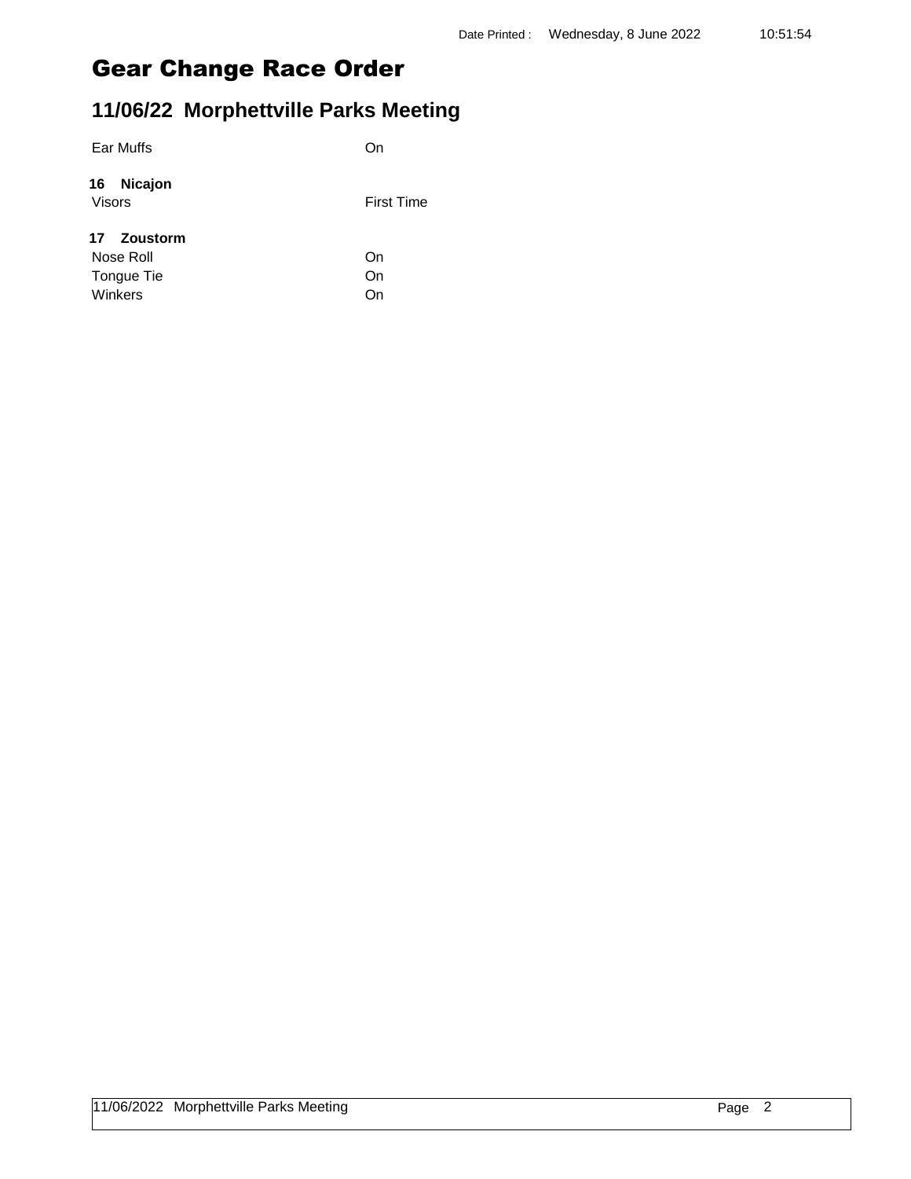# Gear Change Race Order

## 11/06/22 Morphettville Parks Meeting

| | |
|---|---|
| Ear Muffs | On |

**16 Nicajon**

| | |
|---|---|
| Visors | First Time |

**17 Zoustorm**

| | |
|---|---|
| Nose Roll | On |
| Tongue Tie | On |
| Winkers | On |